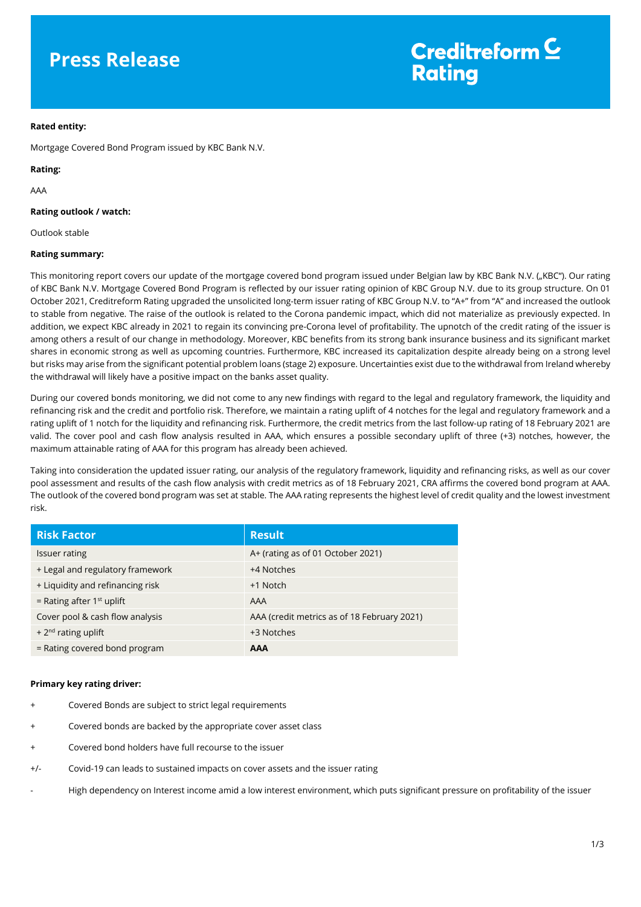# Press Release

Creditreform Rating

**Rated entity:**

Mortgage Covered Bond Program issued by KBC Bank N.V.

**Rating:**

AAA

**Rating outlook / watch:**

Outlook stable

**Rating summary:**

This monitoring report covers our update of the mortgage covered bond program issued under Belgian law by KBC Bank N.V. („KBC"). Our rating of KBC Bank N.V. Mortgage Covered Bond Program is reflected by our issuer rating opinion of KBC Group N.V. due to its group structure. On 01 October 2021, Creditreform Rating upgraded the unsolicited long-term issuer rating of KBC Group N.V. to "A+" from "A" and increased the outlook to stable from negative. The raise of the outlook is related to the Corona pandemic impact, which did not materialize as previously expected. In addition, we expect KBC already in 2021 to regain its convincing pre-Corona level of profitability. The upnotch of the credit rating of the issuer is among others a result of our change in methodology. Moreover, KBC benefits from its strong bank insurance business and its significant market shares in economic strong as well as upcoming countries. Furthermore, KBC increased its capitalization despite already being on a strong level but risks may arise from the significant potential problem loans (stage 2) exposure. Uncertainties exist due to the withdrawal from Ireland whereby the withdrawal will likely have a positive impact on the banks asset quality.

During our covered bonds monitoring, we did not come to any new findings with regard to the legal and regulatory framework, the liquidity and refinancing risk and the credit and portfolio risk. Therefore, we maintain a rating uplift of 4 notches for the legal and regulatory framework and a rating uplift of 1 notch for the liquidity and refinancing risk. Furthermore, the credit metrics from the last follow-up rating of 18 February 2021 are valid. The cover pool and cash flow analysis resulted in AAA, which ensures a possible secondary uplift of three (+3) notches, however, the maximum attainable rating of AAA for this program has already been achieved.

Taking into consideration the updated issuer rating, our analysis of the regulatory framework, liquidity and refinancing risks, as well as our cover pool assessment and results of the cash flow analysis with credit metrics as of 18 February 2021, CRA affirms the covered bond program at AAA. The outlook of the covered bond program was set at stable. The AAA rating represents the highest level of credit quality and the lowest investment risk.

| Risk Factor | Result |
|---|---|
| Issuer rating | A+ (rating as of 01 October 2021) |
| + Legal and regulatory framework | +4 Notches |
| + Liquidity and refinancing risk | +1 Notch |
| = Rating after 1st uplift | AAA |
| Cover pool & cash flow analysis | AAA (credit metrics as of 18 February 2021) |
| + 2nd rating uplift | +3 Notches |
| = Rating covered bond program | **AAA** |

**Primary key rating driver:**

+ Covered Bonds are subject to strict legal requirements
+ Covered bonds are backed by the appropriate cover asset class
+ Covered bond holders have full recourse to the issuer

+/- Covid-19 can leads to sustained impacts on cover assets and the issuer rating

\- High dependency on Interest income amid a low interest environment, which puts significant pressure on profitability of the issuer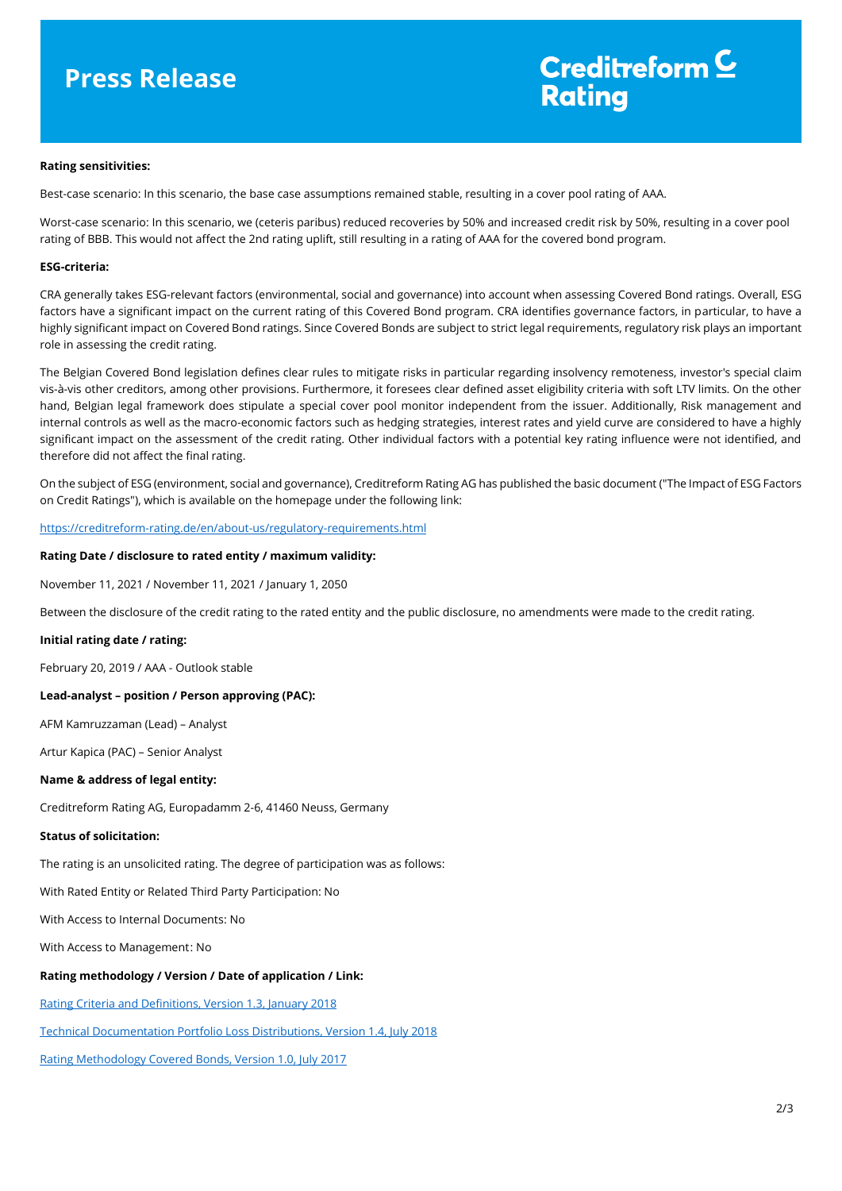**Rating sensitivities:**

Best-case scenario: In this scenario, the base case assumptions remained stable, resulting in a cover pool rating of AAA.

Worst-case scenario: In this scenario, we (ceteris paribus) reduced recoveries by 50% and increased credit risk by 50%, resulting in a cover pool rating of BBB. This would not affect the 2nd rating uplift, still resulting in a rating of AAA for the covered bond program.

**ESG-criteria:**

CRA generally takes ESG-relevant factors (environmental, social and governance) into account when assessing Covered Bond ratings. Overall, ESG factors have a significant impact on the current rating of this Covered Bond program. CRA identifies governance factors, in particular, to have a highly significant impact on Covered Bond ratings. Since Covered Bonds are subject to strict legal requirements, regulatory risk plays an important role in assessing the credit rating.

The Belgian Covered Bond legislation defines clear rules to mitigate risks in particular regarding insolvency remoteness, investor's special claim vis-à-vis other creditors, among other provisions. Furthermore, it foresees clear defined asset eligibility criteria with soft LTV limits. On the other hand, Belgian legal framework does stipulate a special cover pool monitor independent from the issuer. Additionally, Risk management and internal controls as well as the macro-economic factors such as hedging strategies, interest rates and yield curve are considered to have a highly significant impact on the assessment of the credit rating. Other individual factors with a potential key rating influence were not identified, and therefore did not affect the final rating.

On the subject of ESG (environment, social and governance), Creditreform Rating AG has published the basic document ("The Impact of ESG Factors on Credit Ratings"), which is available on the homepage under the following link:

https://creditreform-rating.de/en/about-us/regulatory-requirements.html

**Rating Date / disclosure to rated entity / maximum validity:**

November 11, 2021 / November 11, 2021 / January 1, 2050

Between the disclosure of the credit rating to the rated entity and the public disclosure, no amendments were made to the credit rating.

**Initial rating date / rating:**

February 20, 2019 / AAA - Outlook stable

**Lead-analyst – position / Person approving (PAC):**

AFM Kamruzzaman (Lead) – Analyst

Artur Kapica (PAC) – Senior Analyst

**Name & address of legal entity:**

Creditreform Rating AG, Europadamm 2-6, 41460 Neuss, Germany

**Status of solicitation:**

The rating is an unsolicited rating. The degree of participation was as follows:

With Rated Entity or Related Third Party Participation: No

With Access to Internal Documents: No

With Access to Management: No

**Rating methodology / Version / Date of application / Link:**

Rating Criteria and Definitions, Version 1.3, January 2018

Technical Documentation Portfolio Loss Distributions, Version 1.4, July 2018

Rating Methodology Covered Bonds, Version 1.0, July 2017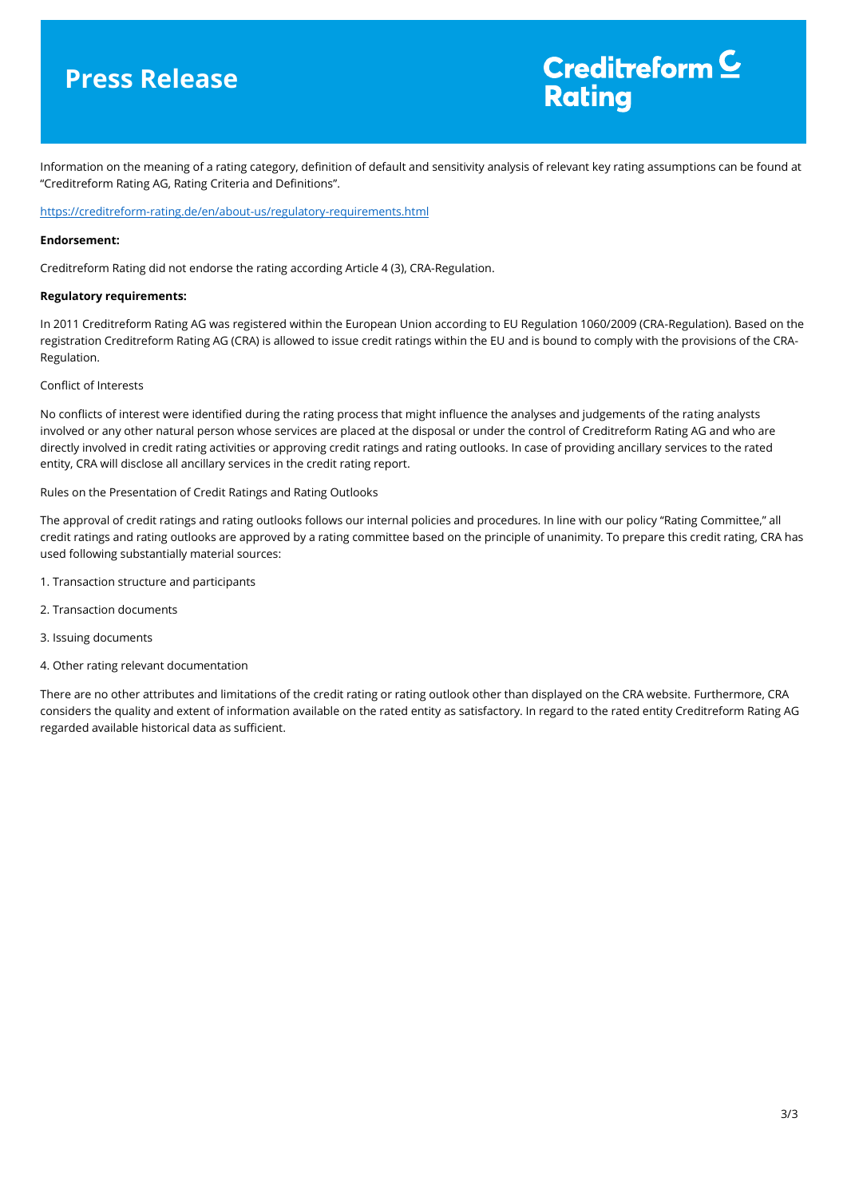Information on the meaning of a rating category, definition of default and sensitivity analysis of relevant key rating assumptions can be found at "Creditreform Rating AG, Rating Criteria and Definitions".

https://creditreform-rating.de/en/about-us/regulatory-requirements.html

**Endorsement:**

Creditreform Rating did not endorse the rating according Article 4 (3), CRA-Regulation.

**Regulatory requirements:**

In 2011 Creditreform Rating AG was registered within the European Union according to EU Regulation 1060/2009 (CRA-Regulation). Based on the registration Creditreform Rating AG (CRA) is allowed to issue credit ratings within the EU and is bound to comply with the provisions of the CRA-Regulation.

Conflict of Interests

No conflicts of interest were identified during the rating process that might influence the analyses and judgements of the rating analysts involved or any other natural person whose services are placed at the disposal or under the control of Creditreform Rating AG and who are directly involved in credit rating activities or approving credit ratings and rating outlooks. In case of providing ancillary services to the rated entity, CRA will disclose all ancillary services in the credit rating report.

Rules on the Presentation of Credit Ratings and Rating Outlooks

The approval of credit ratings and rating outlooks follows our internal policies and procedures. In line with our policy "Rating Committee," all credit ratings and rating outlooks are approved by a rating committee based on the principle of unanimity. To prepare this credit rating, CRA has used following substantially material sources:

1. Transaction structure and participants
2. Transaction documents
3. Issuing documents
4. Other rating relevant documentation

There are no other attributes and limitations of the credit rating or rating outlook other than displayed on the CRA website. Furthermore, CRA considers the quality and extent of information available on the rated entity as satisfactory. In regard to the rated entity Creditreform Rating AG regarded available historical data as sufficient.